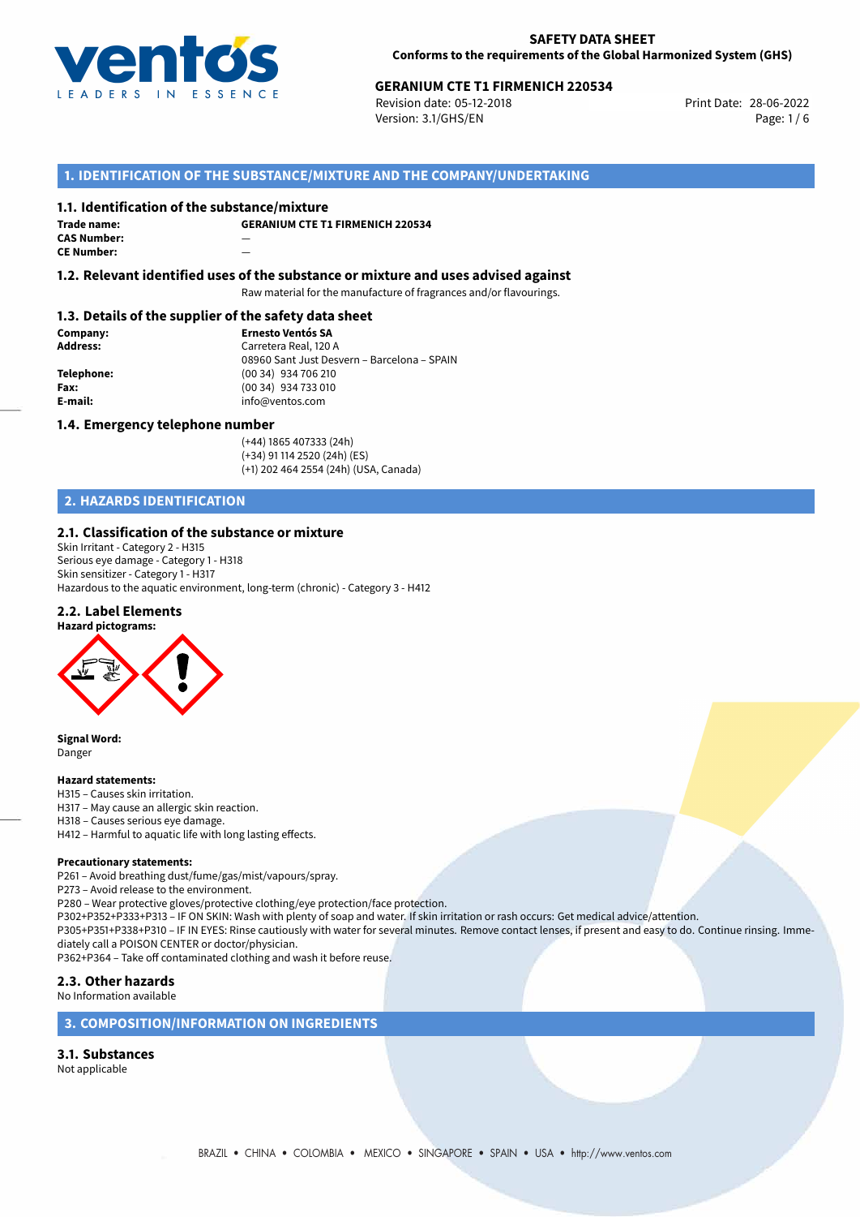**SAFETY DATA SHEET**
**Conforms to the requirements of the Global Harmonized System (GHS)**

**GERANIUM CTE T1 FIRMENICH 220534**
Revision date: 05-12-2018
Version: 3.1/GHS/EN
Print Date: 28-06-2022

## 1. IDENTIFICATION OF THE SUBSTANCE/MIXTURE AND THE COMPANY/UNDERTAKING

### 1.1. Identification of the substance/mixture

**Trade name:** **GERANIUM CTE T1 FIRMENICH 220534**
**CAS Number:** —
**CE Number:** —

### 1.2. Relevant identified uses of the substance or mixture and uses advised against

Raw material for the manufacture of fragrances and/or flavourings.

### 1.3. Details of the supplier of the safety data sheet

**Company:** **Ernesto Ventós SA**
**Address:** Carretera Real, 120 A
08960 Sant Just Desvern – Barcelona – SPAIN
**Telephone:** (00 34) 934 706 210
**Fax:** (00 34) 934 733 010
**E-mail:** info@ventos.com

### 1.4. Emergency telephone number

(+44) 1865 407333 (24h)
(+34) 91 114 2520 (24h) (ES)
(+1) 202 464 2554 (24h) (USA, Canada)

## 2. HAZARDS IDENTIFICATION

### 2.1. Classification of the substance or mixture

Skin Irritant - Category 2 - H315
Serious eye damage - Category 1 - H318
Skin sensitizer - Category 1 - H317
Hazardous to the aquatic environment, long-term (chronic) - Category 3 - H412

### 2.2. Label Elements

**Hazard pictograms:**

**Signal Word:**
Danger

**Hazard statements:**
H315 – Causes skin irritation.
H317 – May cause an allergic skin reaction.
H318 – Causes serious eye damage.
H412 – Harmful to aquatic life with long lasting effects.

**Precautionary statements:**
P261 – Avoid breathing dust/fume/gas/mist/vapours/spray.
P273 – Avoid release to the environment.
P280 – Wear protective gloves/protective clothing/eye protection/face protection.
P302+P352+P333+P313 – IF ON SKIN: Wash with plenty of soap and water. If skin irritation or rash occurs: Get medical advice/attention.
P305+P351+P338+P310 – IF IN EYES: Rinse cautiously with water for several minutes. Remove contact lenses, if present and easy to do. Continue rinsing. Immediately call a POISON CENTER or doctor/physician.
P362+P364 – Take off contaminated clothing and wash it before reuse.

### 2.3. Other hazards

No Information available

## 3. COMPOSITION/INFORMATION ON INGREDIENTS

### 3.1. Substances

Not applicable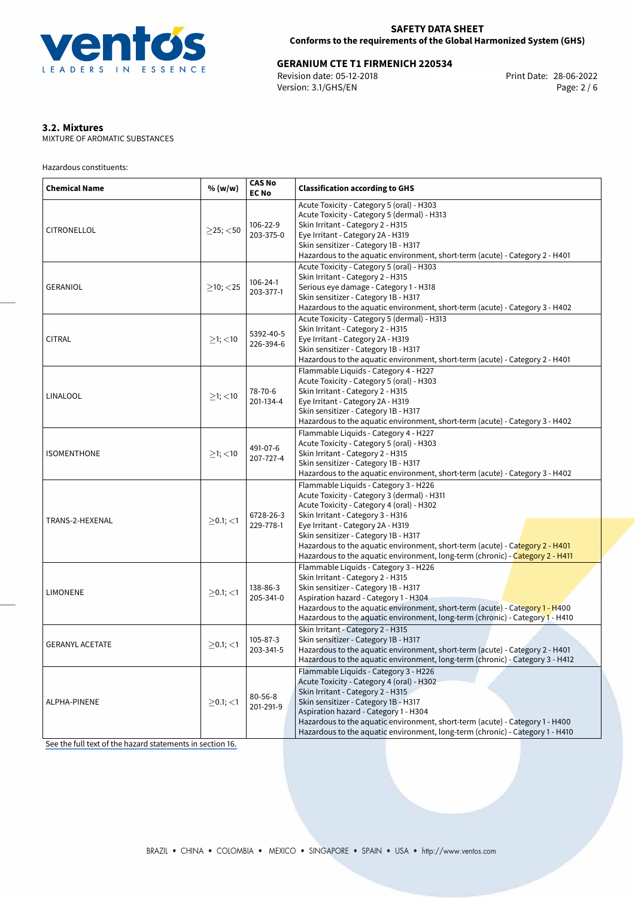### 3.2. Mixtures

MIXTURE OF AROMATIC SUBSTANCES

Hazardous constituents:

| Chemical Name | % (w/w) | CAS No<br>EC No | Classification according to GHS |
|---|---|---|---|
| CITRONELLOL | $\geq$25; $<$50 | 106-22-9<br>203-375-0 | Acute Toxicity - Category 5 (oral) - H303<br>Acute Toxicity - Category 5 (dermal) - H313<br>Skin Irritant - Category 2 - H315<br>Eye Irritant - Category 2A - H319<br>Skin sensitizer - Category 1B - H317<br>Hazardous to the aquatic environment, short-term (acute) - Category 2 - H401 |
| GERANIOL | $\geq$10; $<$25 | 106-24-1<br>203-377-1 | Acute Toxicity - Category 5 (oral) - H303<br>Skin Irritant - Category 2 - H315<br>Serious eye damage - Category 1 - H318<br>Skin sensitizer - Category 1B - H317<br>Hazardous to the aquatic environment, short-term (acute) - Category 3 - H402 |
| CITRAL | $\geq$1; $<$10 | 5392-40-5<br>226-394-6 | Acute Toxicity - Category 5 (dermal) - H313<br>Skin Irritant - Category 2 - H315<br>Eye Irritant - Category 2A - H319<br>Skin sensitizer - Category 1B - H317<br>Hazardous to the aquatic environment, short-term (acute) - Category 2 - H401 |
| LINALOOL | $\geq$1; $<$10 | 78-70-6<br>201-134-4 | Flammable Liquids - Category 4 - H227<br>Acute Toxicity - Category 5 (oral) - H303<br>Skin Irritant - Category 2 - H315<br>Eye Irritant - Category 2A - H319<br>Skin sensitizer - Category 1B - H317<br>Hazardous to the aquatic environment, short-term (acute) - Category 3 - H402 |
| ISOMENTHONE | $\geq$1; $<$10 | 491-07-6<br>207-727-4 | Flammable Liquids - Category 4 - H227<br>Acute Toxicity - Category 5 (oral) - H303<br>Skin Irritant - Category 2 - H315<br>Skin sensitizer - Category 1B - H317<br>Hazardous to the aquatic environment, short-term (acute) - Category 3 - H402 |
| TRANS-2-HEXENAL | $\geq$0.1; $<$1 | 6728-26-3<br>229-778-1 | Flammable Liquids - Category 3 - H226<br>Acute Toxicity - Category 3 (dermal) - H311<br>Acute Toxicity - Category 4 (oral) - H302<br>Skin Irritant - Category 3 - H316<br>Eye Irritant - Category 2A - H319<br>Skin sensitizer - Category 1B - H317<br>Hazardous to the aquatic environment, short-term (acute) - Category 2 - H401<br>Hazardous to the aquatic environment, long-term (chronic) - Category 2 - H411 |
| LIMONENE | $\geq$0.1; $<$1 | 138-86-3<br>205-341-0 | Flammable Liquids - Category 3 - H226<br>Skin Irritant - Category 2 - H315<br>Skin sensitizer - Category 1B - H317<br>Aspiration hazard - Category 1 - H304<br>Hazardous to the aquatic environment, short-term (acute) - Category 1 - H400<br>Hazardous to the aquatic environment, long-term (chronic) - Category 1 - H410 |
| GERANYL ACETATE | $\geq$0.1; $<$1 | 105-87-3<br>203-341-5 | Skin Irritant - Category 2 - H315<br>Skin sensitizer - Category 1B - H317<br>Hazardous to the aquatic environment, short-term (acute) - Category 2 - H401<br>Hazardous to the aquatic environment, long-term (chronic) - Category 3 - H412 |
| ALPHA-PINENE | $\geq$0.1; $<$1 | 80-56-8<br>201-291-9 | Flammable Liquids - Category 3 - H226<br>Acute Toxicity - Category 4 (oral) - H302<br>Skin Irritant - Category 2 - H315<br>Skin sensitizer - Category 1B - H317<br>Aspiration hazard - Category 1 - H304<br>Hazardous to the aquatic environment, short-term (acute) - Category 1 - H400<br>Hazardous to the aquatic environment, long-term (chronic) - Category 1 - H410 |

See the full text of the hazard statements in section 16.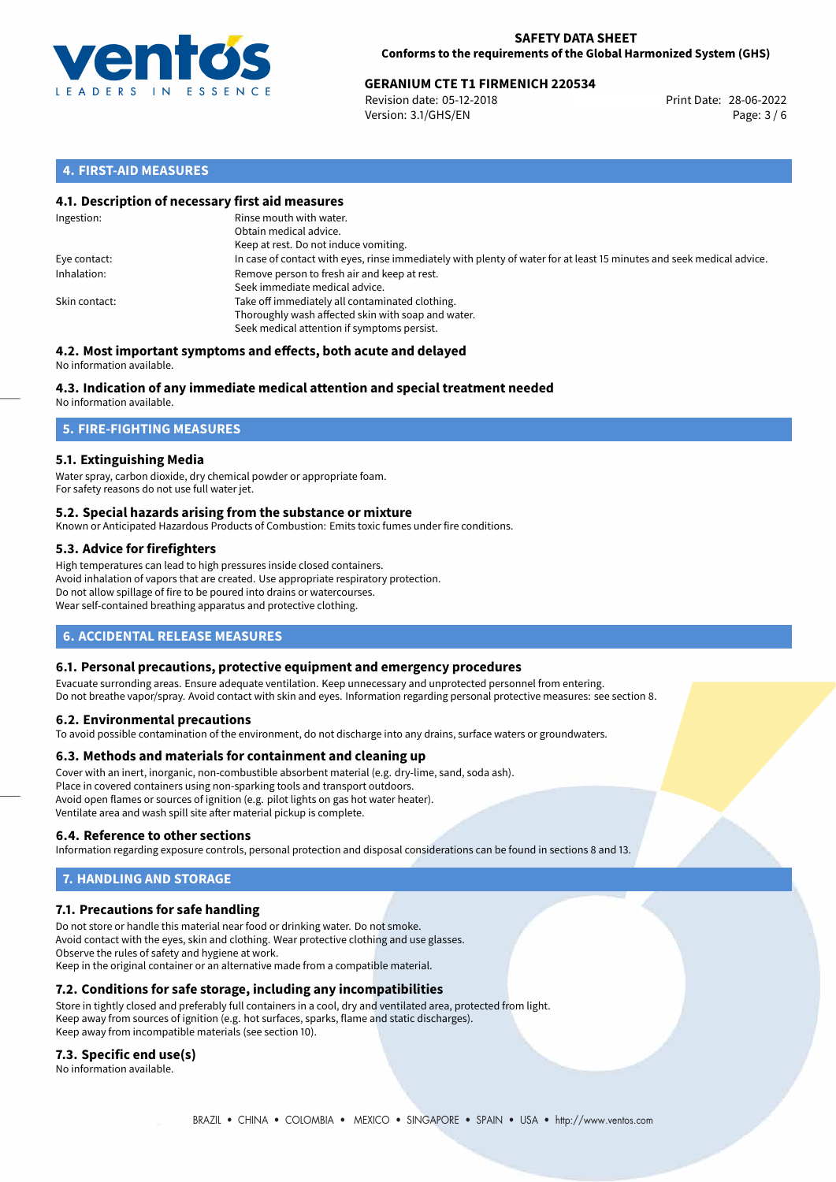## 4. FIRST-AID MEASURES

### 4.1. Description of necessary first aid measures

| | |
|---|---|
| Ingestion: | Rinse mouth with water.<br>Obtain medical advice.<br>Keep at rest. Do not induce vomiting. |
| Eye contact: | In case of contact with eyes, rinse immediately with plenty of water for at least 15 minutes and seek medical advice. |
| Inhalation: | Remove person to fresh air and keep at rest.<br>Seek immediate medical advice. |
| Skin contact: | Take off immediately all contaminated clothing.<br>Thoroughly wash affected skin with soap and water.<br>Seek medical attention if symptoms persist. |

### 4.2. Most important symptoms and effects, both acute and delayed

No information available.

### 4.3. Indication of any immediate medical attention and special treatment needed

No information available.

## 5. FIRE-FIGHTING MEASURES

### 5.1. Extinguishing Media

Water spray, carbon dioxide, dry chemical powder or appropriate foam.
For safety reasons do not use full water jet.

### 5.2. Special hazards arising from the substance or mixture

Known or Anticipated Hazardous Products of Combustion: Emits toxic fumes under fire conditions.

### 5.3. Advice for firefighters

High temperatures can lead to high pressures inside closed containers.
Avoid inhalation of vapors that are created. Use appropriate respiratory protection.
Do not allow spillage of fire to be poured into drains or watercourses.
Wear self-contained breathing apparatus and protective clothing.

## 6. ACCIDENTAL RELEASE MEASURES

### 6.1. Personal precautions, protective equipment and emergency procedures

Evacuate surronding areas. Ensure adequate ventilation. Keep unnecessary and unprotected personnel from entering.
Do not breathe vapor/spray. Avoid contact with skin and eyes. Information regarding personal protective measures: see section 8.

### 6.2. Environmental precautions

To avoid possible contamination of the environment, do not discharge into any drains, surface waters or groundwaters.

### 6.3. Methods and materials for containment and cleaning up

Cover with an inert, inorganic, non-combustible absorbent material (e.g. dry-lime, sand, soda ash).
Place in covered containers using non-sparking tools and transport outdoors.
Avoid open flames or sources of ignition (e.g. pilot lights on gas hot water heater).
Ventilate area and wash spill site after material pickup is complete.

### 6.4. Reference to other sections

Information regarding exposure controls, personal protection and disposal considerations can be found in sections 8 and 13.

## 7. HANDLING AND STORAGE

### 7.1. Precautions for safe handling

Do not store or handle this material near food or drinking water. Do not smoke.
Avoid contact with the eyes, skin and clothing. Wear protective clothing and use glasses.
Observe the rules of safety and hygiene at work.
Keep in the original container or an alternative made from a compatible material.

### 7.2. Conditions for safe storage, including any incompatibilities

Store in tightly closed and preferably full containers in a cool, dry and ventilated area, protected from light.
Keep away from sources of ignition (e.g. hot surfaces, sparks, flame and static discharges).
Keep away from incompatible materials (see section 10).

### 7.3. Specific end use(s)

No information available.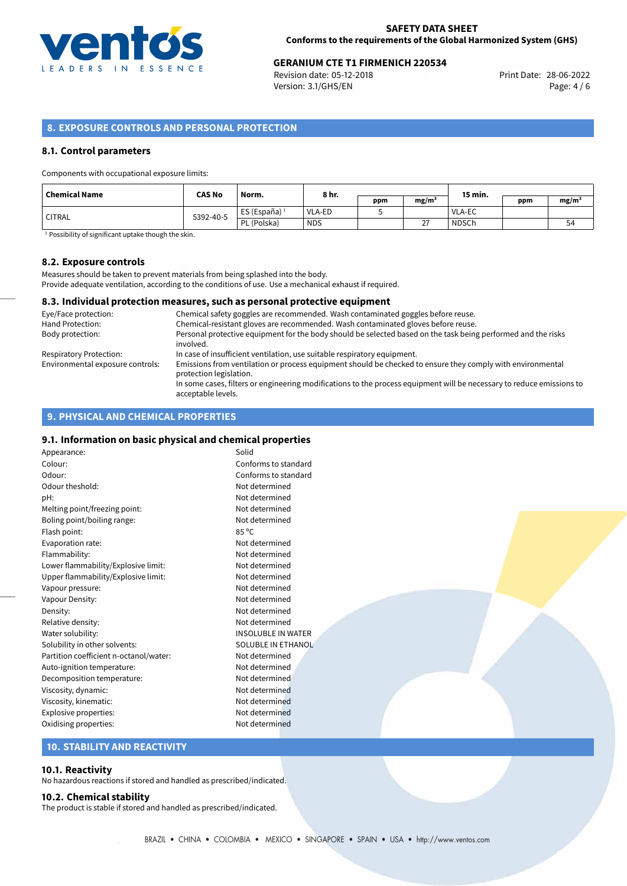## 8. EXPOSURE CONTROLS AND PERSONAL PROTECTION

### 8.1. Control parameters

Components with occupational exposure limits:

| Chemical Name | CAS No | Norm. | 8 hr. | ppm | mg/m³ | 15 min. | ppm | mg/m³ |
|---|---|---|---|---|---|---|---|---|
| CITRAL | 5392-40-5 | ES (España) [1] | VLA-ED | 5 | | VLA-EC | | |
| | | PL (Polska) | NDS | | 27 | NDSCh | | 54 |

[1] Possibility of significant uptake though the skin.

### 8.2. Exposure controls

Measures should be taken to prevent materials from being splashed into the body.
Provide adequate ventilation, according to the conditions of use. Use a mechanical exhaust if required.

### 8.3. Individual protection measures, such as personal protective equipment

| | |
|---|---|
| Eye/Face protection: | Chemical safety goggles are recommended. Wash contaminated goggles before reuse. |
| Hand Protection: | Chemical-resistant gloves are recommended. Wash contaminated gloves before reuse. |
| Body protection: | Personal protective equipment for the body should be selected based on the task being performed and the risks involved. |
| Respiratory Protection: | In case of insufficient ventilation, use suitable respiratory equipment. |
| Environmental exposure controls: | Emissions from ventilation or process equipment should be checked to ensure they comply with environmental protection legislation. In some cases, filters or engineering modifications to the process equipment will be necessary to reduce emissions to acceptable levels. |

## 9. PHYSICAL AND CHEMICAL PROPERTIES

### 9.1. Information on basic physical and chemical properties

| | |
|---|---|
| Appearance: | Solid |
| Colour: | Conforms to standard |
| Odour: | Conforms to standard |
| Odour theshold: | Not determined |
| pH: | Not determined |
| Melting point/freezing point: | Not determined |
| Boling point/boiling range: | Not determined |
| Flash point: | 85 °C |
| Evaporation rate: | Not determined |
| Flammability: | Not determined |
| Lower flammability/Explosive limit: | Not determined |
| Upper flammability/Explosive limit: | Not determined |
| Vapour pressure: | Not determined |
| Vapour Density: | Not determined |
| Density: | Not determined |
| Relative density: | Not determined |
| Water solubility: | INSOLUBLE IN WATER |
| Solubility in other solvents: | SOLUBLE IN ETHANOL |
| Partition coefficient n-octanol/water: | Not determined |
| Auto-ignition temperature: | Not determined |
| Decomposition temperature: | Not determined |
| Viscosity, dynamic: | Not determined |
| Viscosity, kinematic: | Not determined |
| Explosive properties: | Not determined |
| Oxidising properties: | Not determined |

## 10. STABILITY AND REACTIVITY

### 10.1. Reactivity

No hazardous reactions if stored and handled as prescribed/indicated.

### 10.2. Chemical stability

The product is stable if stored and handled as prescribed/indicated.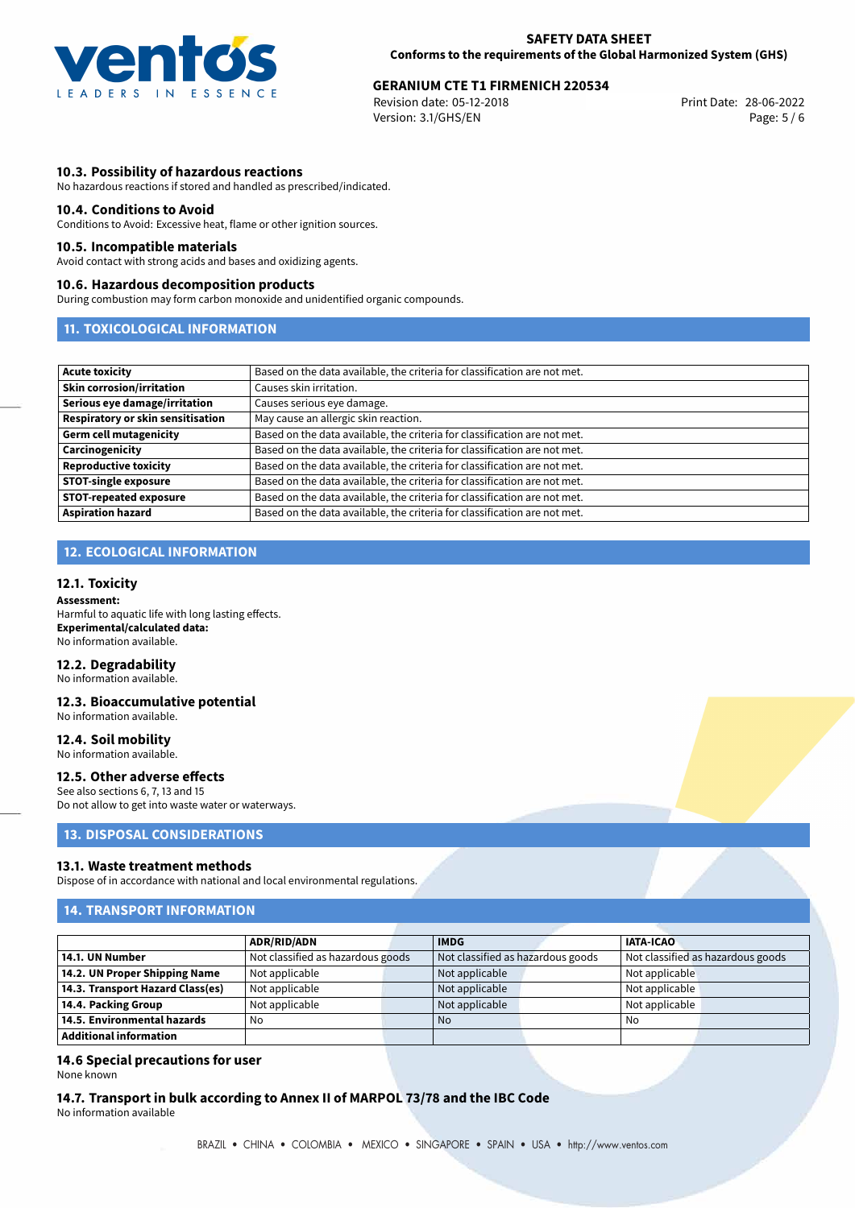### 10.3. Possibility of hazardous reactions

No hazardous reactions if stored and handled as prescribed/indicated.

### 10.4. Conditions to Avoid

Conditions to Avoid: Excessive heat, flame or other ignition sources.

### 10.5. Incompatible materials

Avoid contact with strong acids and bases and oxidizing agents.

### 10.6. Hazardous decomposition products

During combustion may form carbon monoxide and unidentified organic compounds.

## 11. TOXICOLOGICAL INFORMATION

| | |
|---|---|
| **Acute toxicity** | Based on the data available, the criteria for classification are not met. |
| **Skin corrosion/irritation** | Causes skin irritation. |
| **Serious eye damage/irritation** | Causes serious eye damage. |
| **Respiratory or skin sensitisation** | May cause an allergic skin reaction. |
| **Germ cell mutagenicity** | Based on the data available, the criteria for classification are not met. |
| **Carcinogenicity** | Based on the data available, the criteria for classification are not met. |
| **Reproductive toxicity** | Based on the data available, the criteria for classification are not met. |
| **STOT-single exposure** | Based on the data available, the criteria for classification are not met. |
| **STOT-repeated exposure** | Based on the data available, the criteria for classification are not met. |
| **Aspiration hazard** | Based on the data available, the criteria for classification are not met. |

## 12. ECOLOGICAL INFORMATION

### 12.1. Toxicity

**Assessment:**
Harmful to aquatic life with long lasting effects.
**Experimental/calculated data:**
No information available.

### 12.2. Degradability

No information available.

### 12.3. Bioaccumulative potential

No information available.

### 12.4. Soil mobility

No information available.

### 12.5. Other adverse effects

See also sections 6, 7, 13 and 15
Do not allow to get into waste water or waterways.

## 13. DISPOSAL CONSIDERATIONS

### 13.1. Waste treatment methods

Dispose of in accordance with national and local environmental regulations.

## 14. TRANSPORT INFORMATION

| | ADR/RID/ADN | IMDG | IATA-ICAO |
|---|---|---|---|
| **14.1. UN Number** | Not classified as hazardous goods | Not classified as hazardous goods | Not classified as hazardous goods |
| **14.2. UN Proper Shipping Name** | Not applicable | Not applicable | Not applicable |
| **14.3. Transport Hazard Class(es)** | Not applicable | Not applicable | Not applicable |
| **14.4. Packing Group** | Not applicable | Not applicable | Not applicable |
| **14.5. Environmental hazards** | No | No | No |
| **Additional information** | | | |

### 14.6 Special precautions for user

None known

### 14.7. Transport in bulk according to Annex II of MARPOL 73/78 and the IBC Code

No information available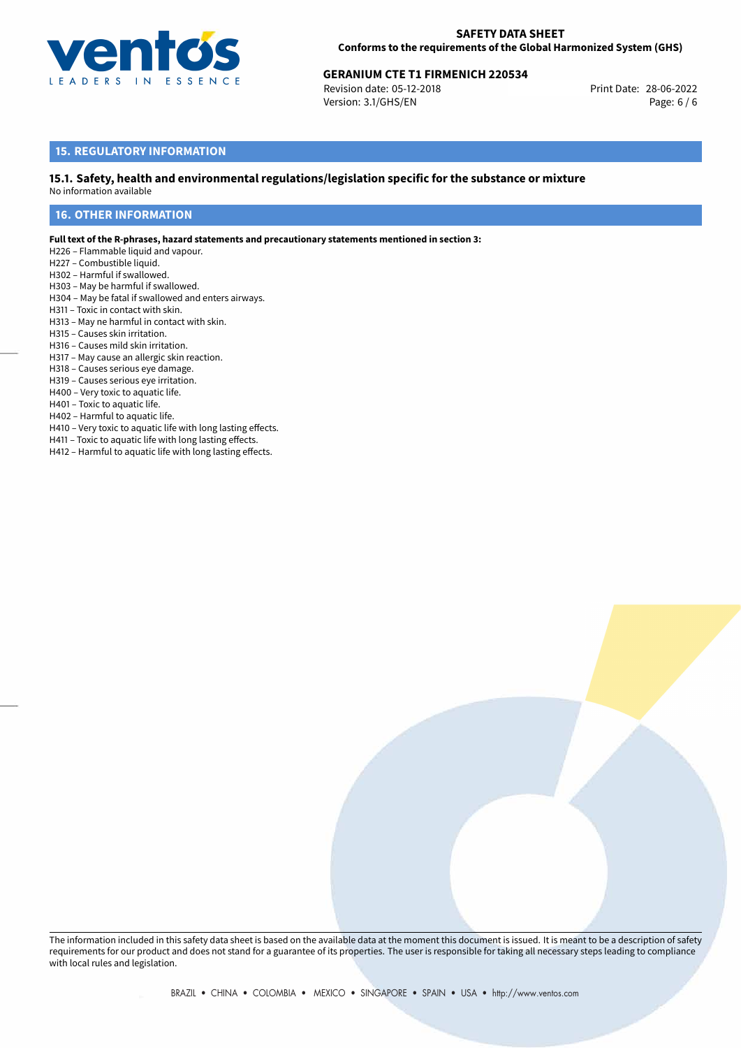## 15. REGULATORY INFORMATION

### 15.1. Safety, health and environmental regulations/legislation specific for the substance or mixture

No information available

## 16. OTHER INFORMATION

**Full text of the R-phrases, hazard statements and precautionary statements mentioned in section 3:**

H226 – Flammable liquid and vapour.
H227 – Combustible liquid.
H302 – Harmful if swallowed.
H303 – May be harmful if swallowed.
H304 – May be fatal if swallowed and enters airways.
H311 – Toxic in contact with skin.
H313 – May ne harmful in contact with skin.
H315 – Causes skin irritation.
H316 – Causes mild skin irritation.
H317 – May cause an allergic skin reaction.
H318 – Causes serious eye damage.
H319 – Causes serious eye irritation.
H400 – Very toxic to aquatic life.
H401 – Toxic to aquatic life.
H402 – Harmful to aquatic life.
H410 – Very toxic to aquatic life with long lasting effects.
H411 – Toxic to aquatic life with long lasting effects.
H412 – Harmful to aquatic life with long lasting effects.

The information included in this safety data sheet is based on the available data at the moment this document is issued. It is meant to be a description of safety requirements for our product and does not stand for a guarantee of its properties. The user is responsible for taking all necessary steps leading to compliance with local rules and legislation.